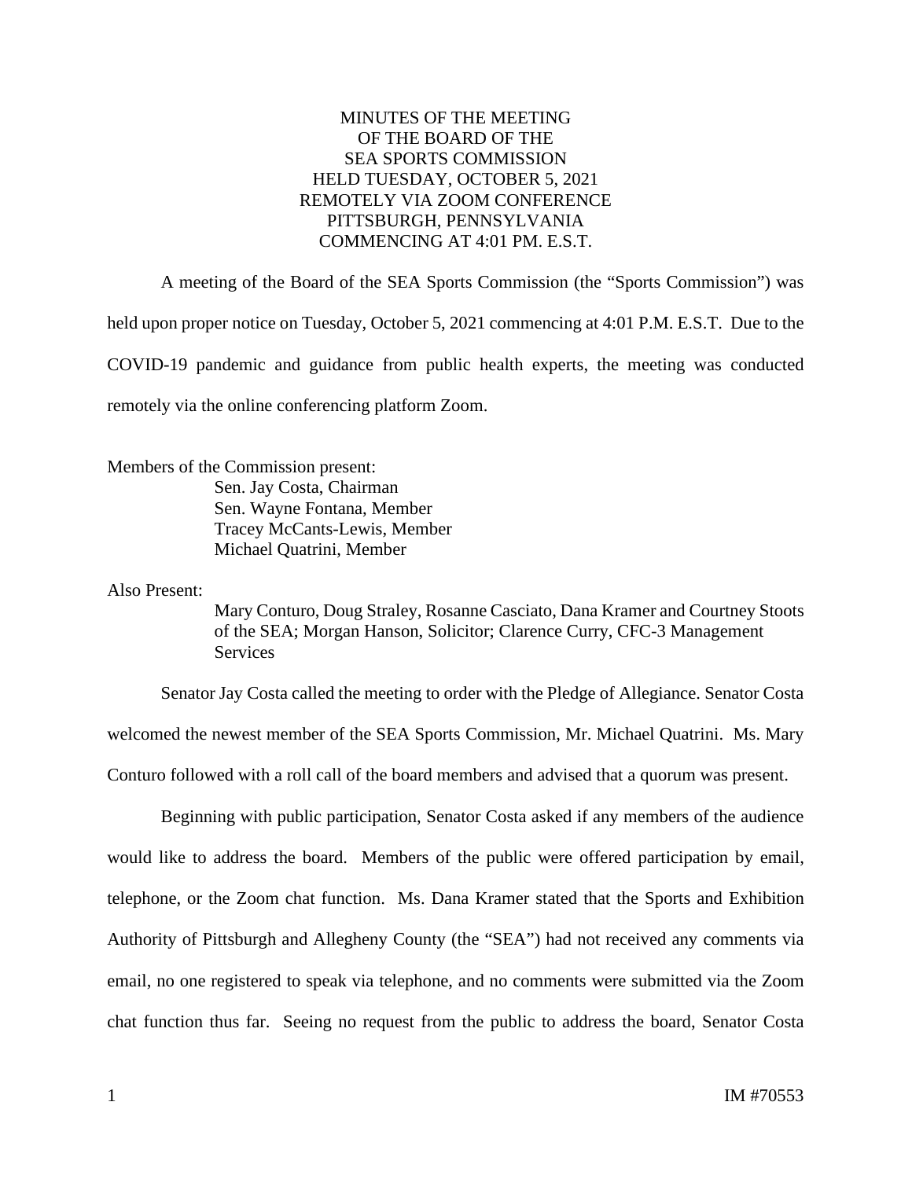# MINUTES OF THE MEETING OF THE BOARD OF THE SEA SPORTS COMMISSION HELD TUESDAY, OCTOBER 5, 2021 REMOTELY VIA ZOOM CONFERENCE PITTSBURGH, PENNSYLVANIA COMMENCING AT 4:01 PM. E.S.T.

A meeting of the Board of the SEA Sports Commission (the "Sports Commission") was held upon proper notice on Tuesday, October 5, 2021 commencing at 4:01 P.M. E.S.T. Due to the COVID-19 pandemic and guidance from public health experts, the meeting was conducted remotely via the online conferencing platform Zoom.

Members of the Commission present:

Sen. Jay Costa, Chairman
Sen. Wayne Fontana, Member
Tracey McCants-Lewis, Member
Michael Quatrini, Member

Also Present:

Mary Conturo, Doug Straley, Rosanne Casciato, Dana Kramer and Courtney Stoots of the SEA; Morgan Hanson, Solicitor; Clarence Curry, CFC-3 Management Services

Senator Jay Costa called the meeting to order with the Pledge of Allegiance. Senator Costa welcomed the newest member of the SEA Sports Commission, Mr. Michael Quatrini. Ms. Mary Conturo followed with a roll call of the board members and advised that a quorum was present.

Beginning with public participation, Senator Costa asked if any members of the audience would like to address the board. Members of the public were offered participation by email, telephone, or the Zoom chat function. Ms. Dana Kramer stated that the Sports and Exhibition Authority of Pittsburgh and Allegheny County (the "SEA") had not received any comments via email, no one registered to speak via telephone, and no comments were submitted via the Zoom chat function thus far. Seeing no request from the public to address the board, Senator Costa

IM #70553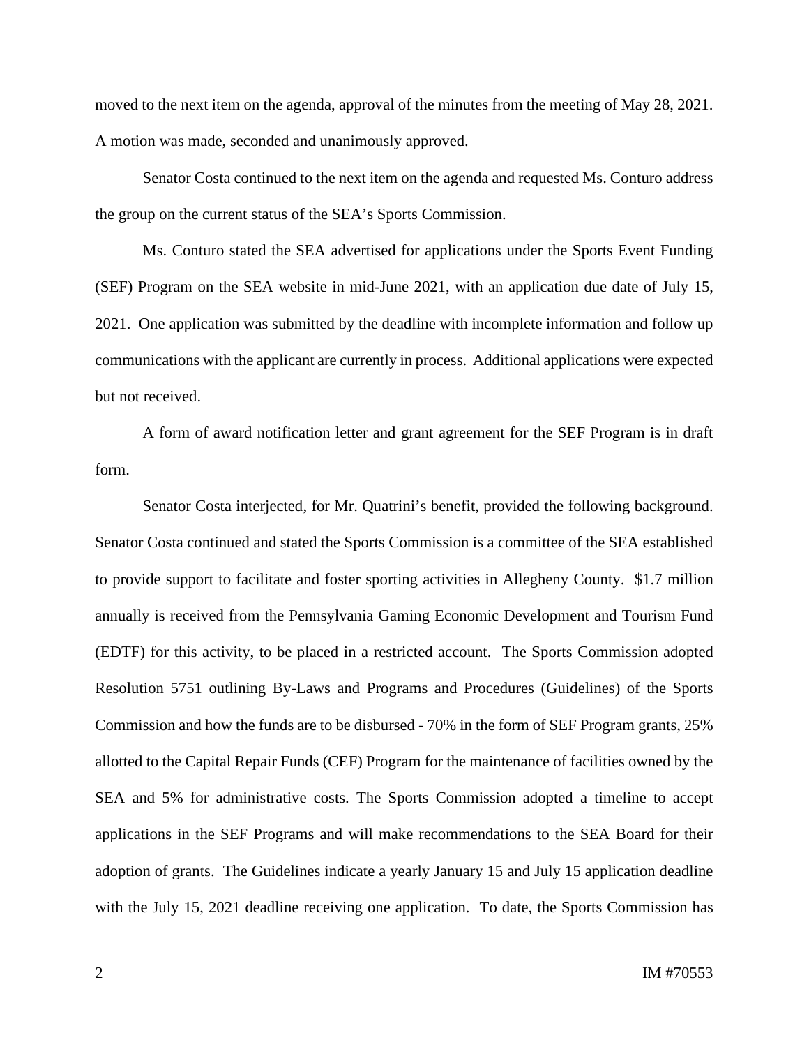moved to the next item on the agenda, approval of the minutes from the meeting of May 28, 2021. A motion was made, seconded and unanimously approved.

Senator Costa continued to the next item on the agenda and requested Ms. Conturo address the group on the current status of the SEA's Sports Commission.

Ms. Conturo stated the SEA advertised for applications under the Sports Event Funding (SEF) Program on the SEA website in mid-June 2021, with an application due date of July 15, 2021. One application was submitted by the deadline with incomplete information and follow up communications with the applicant are currently in process. Additional applications were expected but not received.

A form of award notification letter and grant agreement for the SEF Program is in draft form.

Senator Costa interjected, for Mr. Quatrini's benefit, provided the following background. Senator Costa continued and stated the Sports Commission is a committee of the SEA established to provide support to facilitate and foster sporting activities in Allegheny County. $1.7 million annually is received from the Pennsylvania Gaming Economic Development and Tourism Fund (EDTF) for this activity, to be placed in a restricted account. The Sports Commission adopted Resolution 5751 outlining By-Laws and Programs and Procedures (Guidelines) of the Sports Commission and how the funds are to be disbursed - 70% in the form of SEF Program grants, 25% allotted to the Capital Repair Funds (CEF) Program for the maintenance of facilities owned by the SEA and 5% for administrative costs. The Sports Commission adopted a timeline to accept applications in the SEF Programs and will make recommendations to the SEA Board for their adoption of grants. The Guidelines indicate a yearly January 15 and July 15 application deadline with the July 15, 2021 deadline receiving one application. To date, the Sports Commission has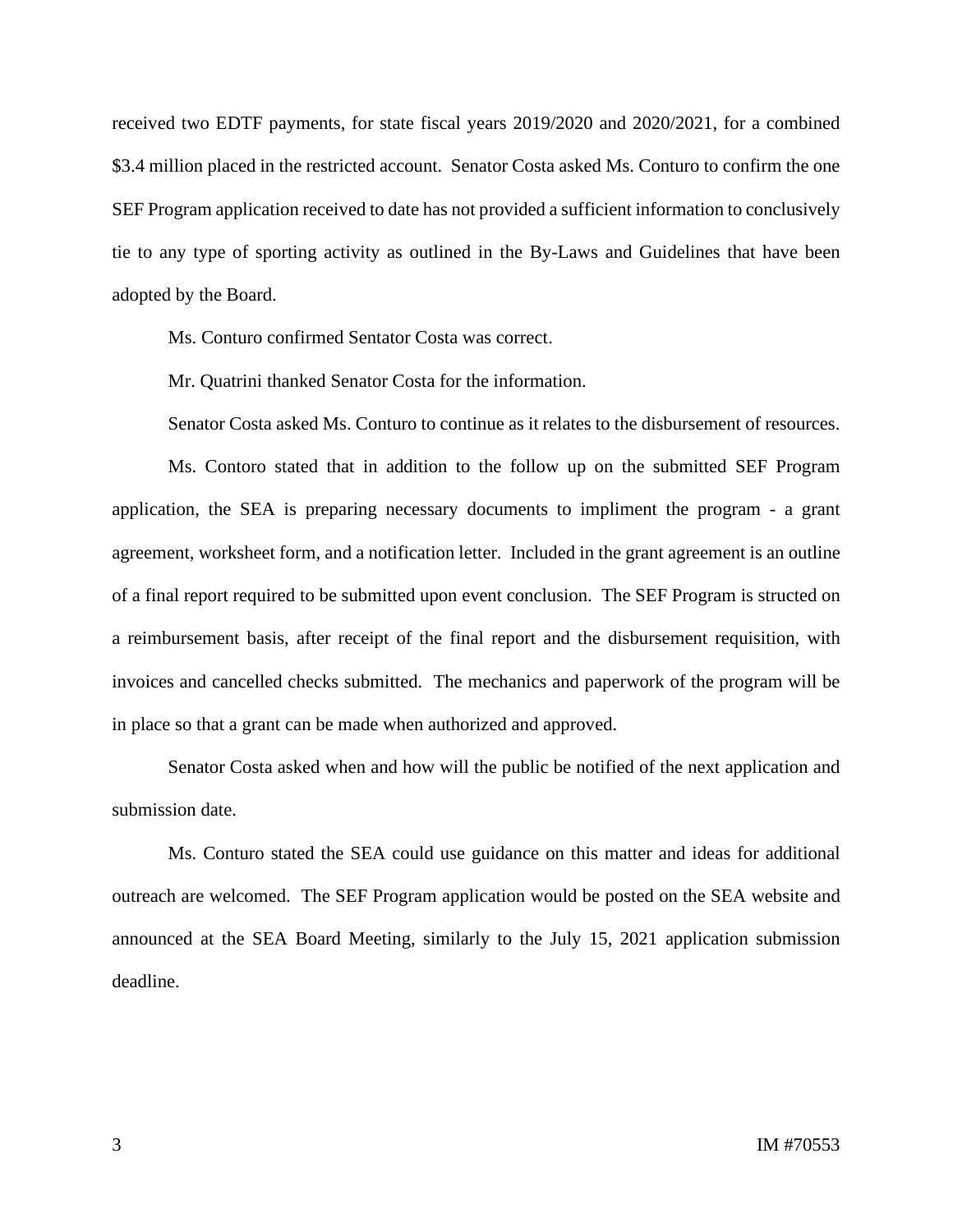received two EDTF payments, for state fiscal years 2019/2020 and 2020/2021, for a combined $3.4 million placed in the restricted account. Senator Costa asked Ms. Conturo to confirm the one SEF Program application received to date has not provided a sufficient information to conclusively tie to any type of sporting activity as outlined in the By-Laws and Guidelines that have been adopted by the Board.

Ms. Conturo confirmed Sentator Costa was correct.

Mr. Quatrini thanked Senator Costa for the information.

Senator Costa asked Ms. Conturo to continue as it relates to the disbursement of resources.

Ms. Contoro stated that in addition to the follow up on the submitted SEF Program application, the SEA is preparing necessary documents to impliment the program - a grant agreement, worksheet form, and a notification letter. Included in the grant agreement is an outline of a final report required to be submitted upon event conclusion. The SEF Program is structed on a reimbursement basis, after receipt of the final report and the disbursement requisition, with invoices and cancelled checks submitted. The mechanics and paperwork of the program will be in place so that a grant can be made when authorized and approved.

Senator Costa asked when and how will the public be notified of the next application and submission date.

Ms. Conturo stated the SEA could use guidance on this matter and ideas for additional outreach are welcomed. The SEF Program application would be posted on the SEA website and announced at the SEA Board Meeting, similarly to the July 15, 2021 application submission deadline.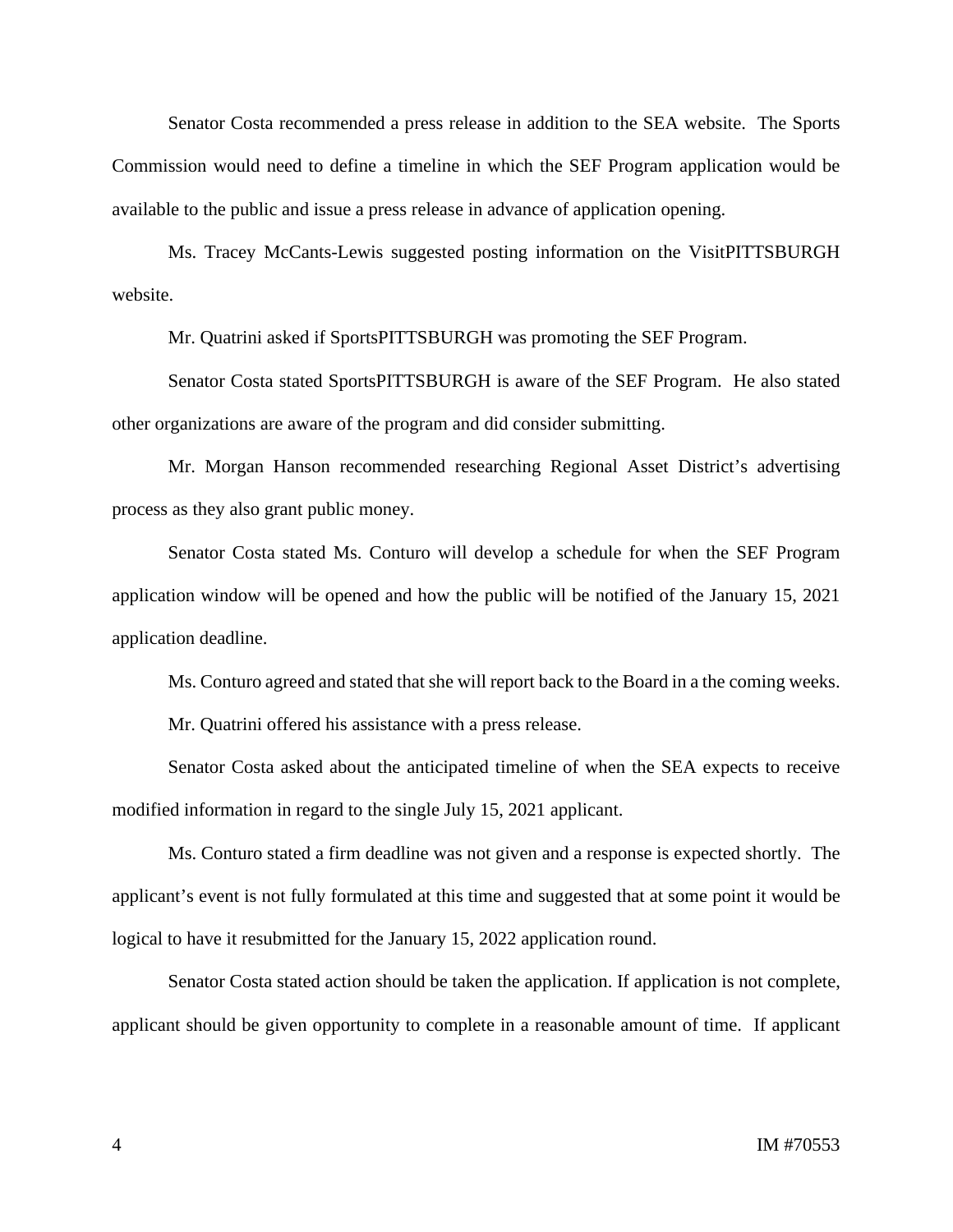Senator Costa recommended a press release in addition to the SEA website. The Sports Commission would need to define a timeline in which the SEF Program application would be available to the public and issue a press release in advance of application opening.

Ms. Tracey McCants-Lewis suggested posting information on the VisitPITTSBURGH website.

Mr. Quatrini asked if SportsPITTSBURGH was promoting the SEF Program.

Senator Costa stated SportsPITTSBURGH is aware of the SEF Program. He also stated other organizations are aware of the program and did consider submitting.

Mr. Morgan Hanson recommended researching Regional Asset District's advertising process as they also grant public money.

Senator Costa stated Ms. Conturo will develop a schedule for when the SEF Program application window will be opened and how the public will be notified of the January 15, 2021 application deadline.

Ms. Conturo agreed and stated that she will report back to the Board in a the coming weeks.

Mr. Quatrini offered his assistance with a press release.

Senator Costa asked about the anticipated timeline of when the SEA expects to receive modified information in regard to the single July 15, 2021 applicant.

Ms. Conturo stated a firm deadline was not given and a response is expected shortly. The applicant's event is not fully formulated at this time and suggested that at some point it would be logical to have it resubmitted for the January 15, 2022 application round.

Senator Costa stated action should be taken the application. If application is not complete, applicant should be given opportunity to complete in a reasonable amount of time. If applicant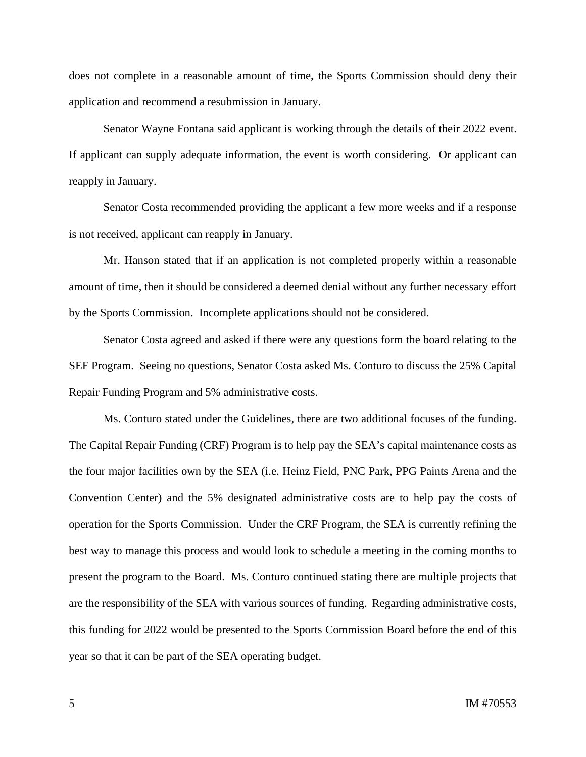does not complete in a reasonable amount of time, the Sports Commission should deny their application and recommend a resubmission in January.

Senator Wayne Fontana said applicant is working through the details of their 2022 event. If applicant can supply adequate information, the event is worth considering. Or applicant can reapply in January.

Senator Costa recommended providing the applicant a few more weeks and if a response is not received, applicant can reapply in January.

Mr. Hanson stated that if an application is not completed properly within a reasonable amount of time, then it should be considered a deemed denial without any further necessary effort by the Sports Commission. Incomplete applications should not be considered.

Senator Costa agreed and asked if there were any questions form the board relating to the SEF Program. Seeing no questions, Senator Costa asked Ms. Conturo to discuss the 25% Capital Repair Funding Program and 5% administrative costs.

Ms. Conturo stated under the Guidelines, there are two additional focuses of the funding. The Capital Repair Funding (CRF) Program is to help pay the SEA's capital maintenance costs as the four major facilities own by the SEA (i.e. Heinz Field, PNC Park, PPG Paints Arena and the Convention Center) and the 5% designated administrative costs are to help pay the costs of operation for the Sports Commission. Under the CRF Program, the SEA is currently refining the best way to manage this process and would look to schedule a meeting in the coming months to present the program to the Board. Ms. Conturo continued stating there are multiple projects that are the responsibility of the SEA with various sources of funding. Regarding administrative costs, this funding for 2022 would be presented to the Sports Commission Board before the end of this year so that it can be part of the SEA operating budget.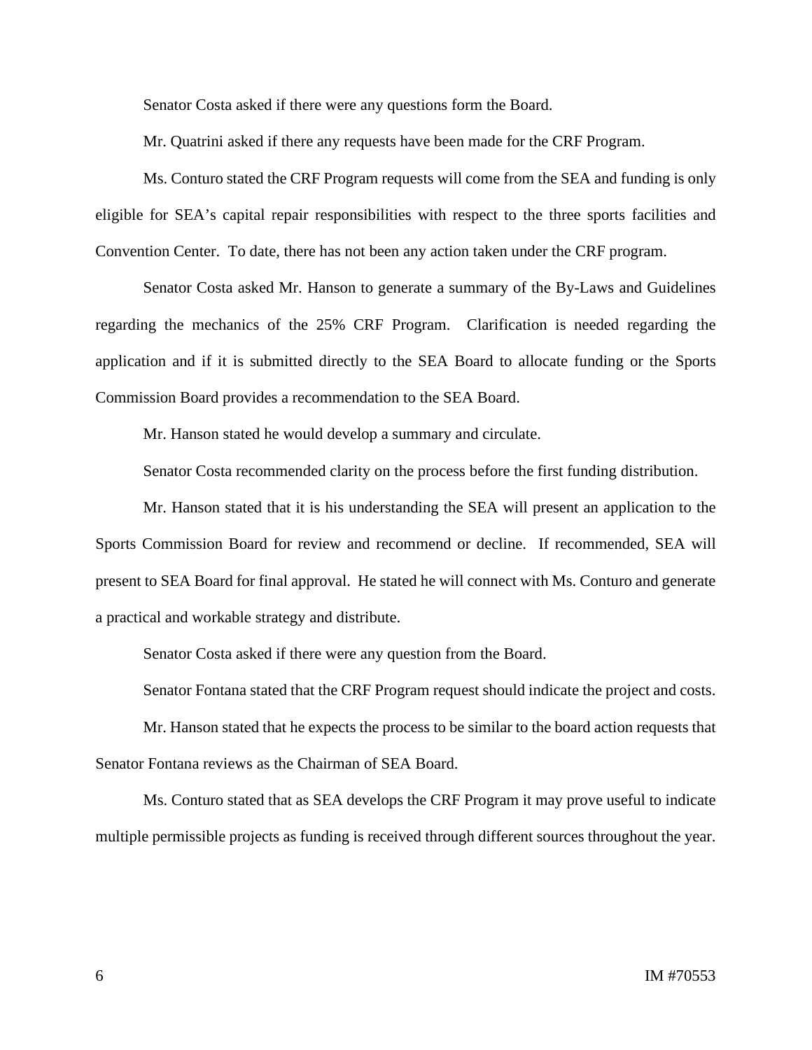Senator Costa asked if there were any questions form the Board.

Mr. Quatrini asked if there any requests have been made for the CRF Program.

Ms. Conturo stated the CRF Program requests will come from the SEA and funding is only eligible for SEA's capital repair responsibilities with respect to the three sports facilities and Convention Center. To date, there has not been any action taken under the CRF program.

Senator Costa asked Mr. Hanson to generate a summary of the By-Laws and Guidelines regarding the mechanics of the 25% CRF Program. Clarification is needed regarding the application and if it is submitted directly to the SEA Board to allocate funding or the Sports Commission Board provides a recommendation to the SEA Board.

Mr. Hanson stated he would develop a summary and circulate.

Senator Costa recommended clarity on the process before the first funding distribution.

Mr. Hanson stated that it is his understanding the SEA will present an application to the Sports Commission Board for review and recommend or decline. If recommended, SEA will present to SEA Board for final approval. He stated he will connect with Ms. Conturo and generate a practical and workable strategy and distribute.

Senator Costa asked if there were any question from the Board.

Senator Fontana stated that the CRF Program request should indicate the project and costs.

Mr. Hanson stated that he expects the process to be similar to the board action requests that Senator Fontana reviews as the Chairman of SEA Board.

Ms. Conturo stated that as SEA develops the CRF Program it may prove useful to indicate multiple permissible projects as funding is received through different sources throughout the year.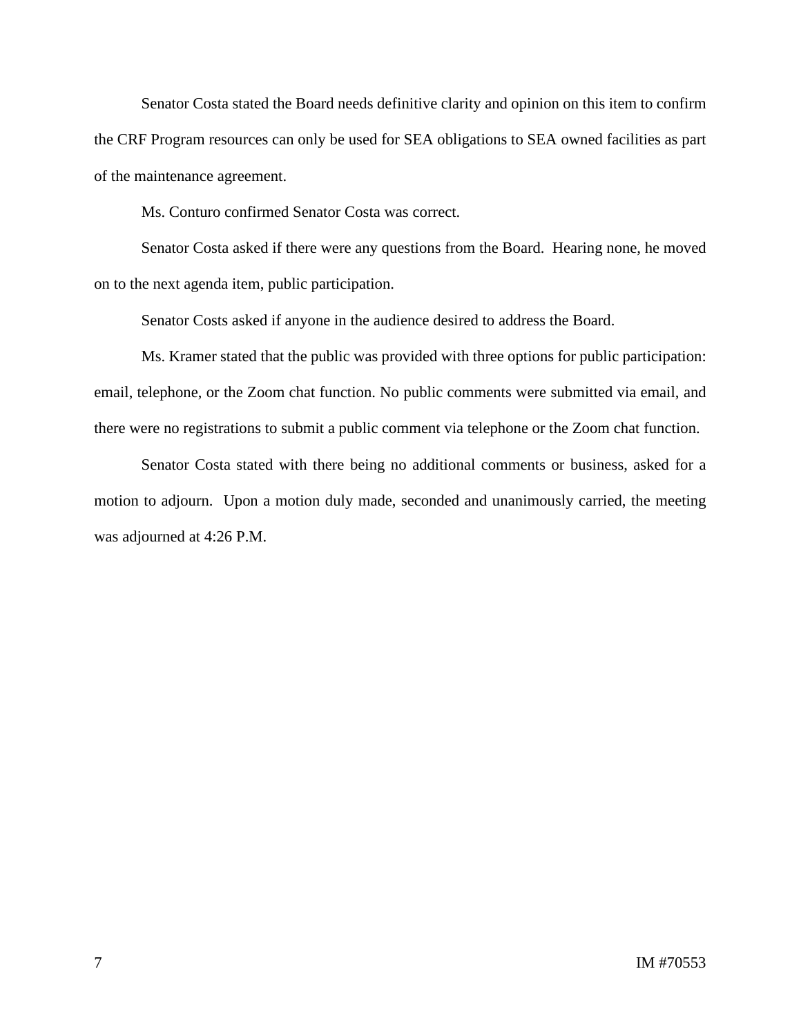Senator Costa stated the Board needs definitive clarity and opinion on this item to confirm the CRF Program resources can only be used for SEA obligations to SEA owned facilities as part of the maintenance agreement.

Ms. Conturo confirmed Senator Costa was correct.

Senator Costa asked if there were any questions from the Board. Hearing none, he moved on to the next agenda item, public participation.

Senator Costs asked if anyone in the audience desired to address the Board.

Ms. Kramer stated that the public was provided with three options for public participation: email, telephone, or the Zoom chat function. No public comments were submitted via email, and there were no registrations to submit a public comment via telephone or the Zoom chat function.

Senator Costa stated with there being no additional comments or business, asked for a motion to adjourn. Upon a motion duly made, seconded and unanimously carried, the meeting was adjourned at 4:26 P.M.

IM #70553